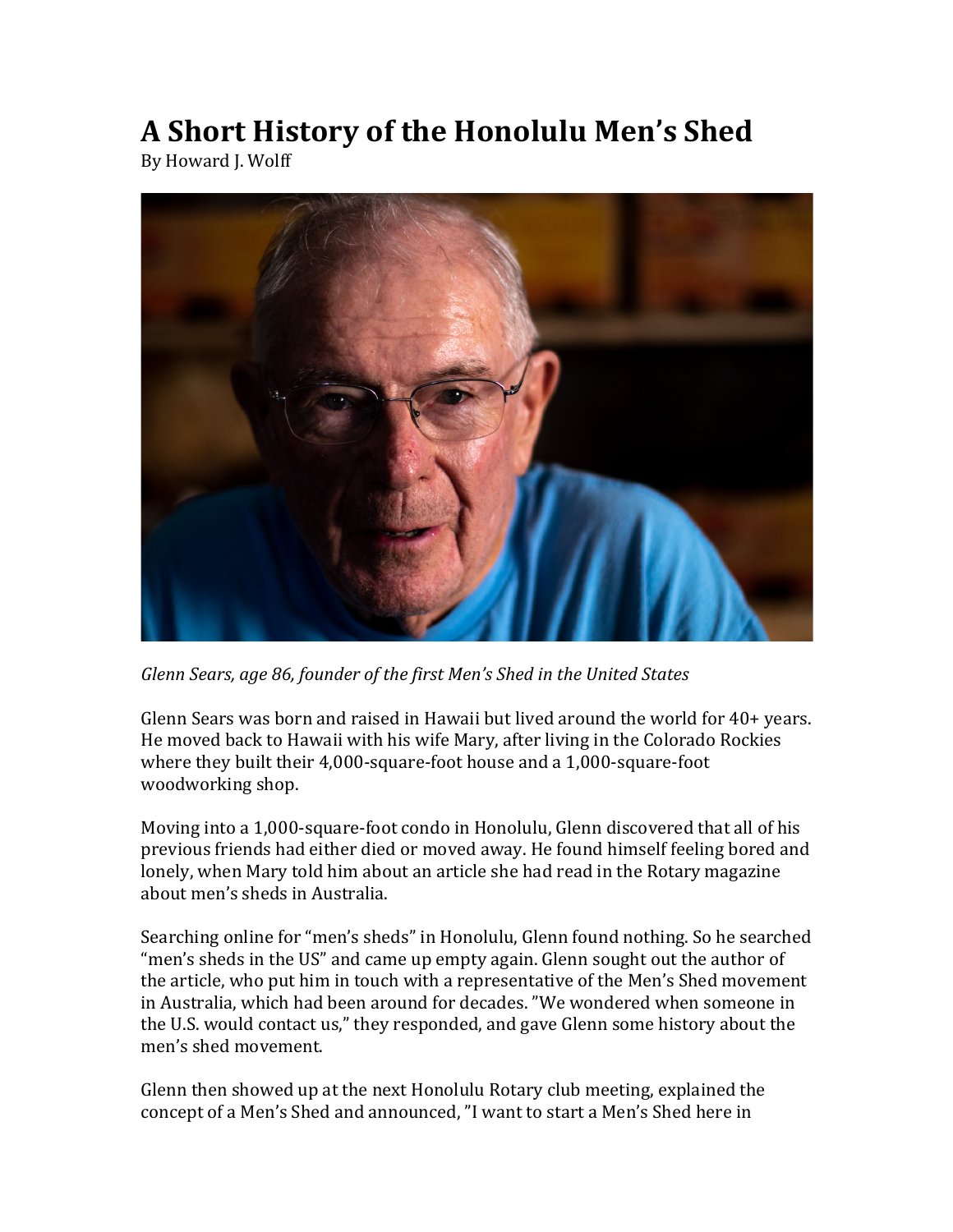# A Short History of the Honolulu Men's Shed

By Howard J. Wolff

*Glenn Sears, age 86, founder of the first Men's Shed in the United States*

Glenn Sears was born and raised in Hawaii but lived around the world for 40+ years. He moved back to Hawaii with his wife Mary, after living in the Colorado Rockies where they built their 4,000-square-foot house and a 1,000-square-foot woodworking shop.

Moving into a 1,000-square-foot condo in Honolulu, Glenn discovered that all of his previous friends had either died or moved away. He found himself feeling bored and lonely, when Mary told him about an article she had read in the Rotary magazine about men's sheds in Australia.

Searching online for "men's sheds" in Honolulu, Glenn found nothing. So he searched "men's sheds in the US" and came up empty again. Glenn sought out the author of the article, who put him in touch with a representative of the Men's Shed movement in Australia, which had been around for decades. "We wondered when someone in the U.S. would contact us," they responded, and gave Glenn some history about the men's shed movement.

Glenn then showed up at the next Honolulu Rotary club meeting, explained the concept of a Men's Shed and announced, "I want to start a Men's Shed here in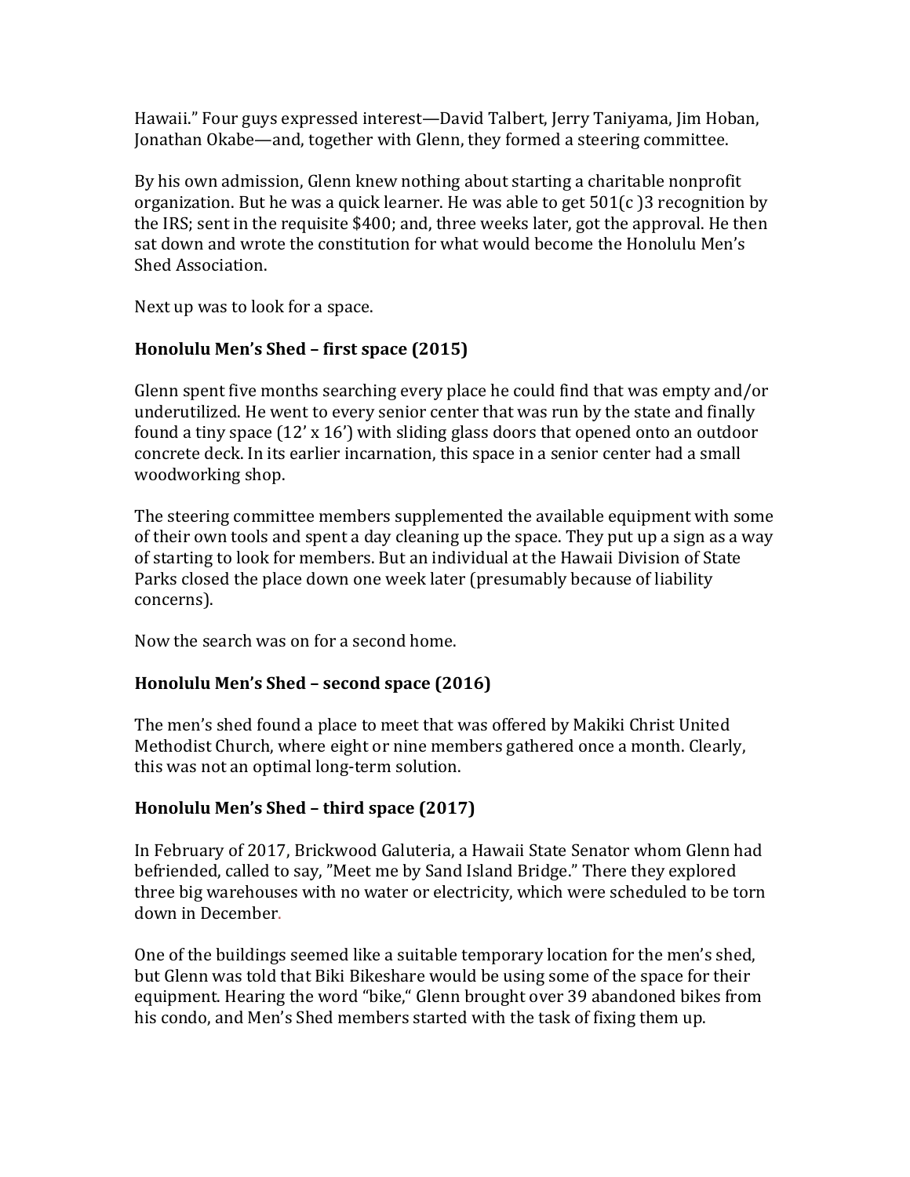Hawaii." Four guys expressed interest—David Talbert, Jerry Taniyama, Jim Hoban, Jonathan Okabe—and, together with Glenn, they formed a steering committee.

By his own admission, Glenn knew nothing about starting a charitable nonprofit organization. But he was a quick learner. He was able to get 501(c )3 recognition by the IRS; sent in the requisite $400; and, three weeks later, got the approval. He then sat down and wrote the constitution for what would become the Honolulu Men's Shed Association.

Next up was to look for a space.

**Honolulu Men's Shed – first space (2015)**

Glenn spent five months searching every place he could find that was empty and/or underutilized. He went to every senior center that was run by the state and finally found a tiny space (12' x 16') with sliding glass doors that opened onto an outdoor concrete deck. In its earlier incarnation, this space in a senior center had a small woodworking shop.

The steering committee members supplemented the available equipment with some of their own tools and spent a day cleaning up the space. They put up a sign as a way of starting to look for members. But an individual at the Hawaii Division of State Parks closed the place down one week later (presumably because of liability concerns).

Now the search was on for a second home.

**Honolulu Men's Shed – second space (2016)**

The men's shed found a place to meet that was offered by Makiki Christ United Methodist Church, where eight or nine members gathered once a month. Clearly, this was not an optimal long-term solution.

**Honolulu Men's Shed – third space (2017)**

In February of 2017, Brickwood Galuteria, a Hawaii State Senator whom Glenn had befriended, called to say, "Meet me by Sand Island Bridge." There they explored three big warehouses with no water or electricity, which were scheduled to be torn down in December.

One of the buildings seemed like a suitable temporary location for the men's shed, but Glenn was told that Biki Bikeshare would be using some of the space for their equipment. Hearing the word "bike," Glenn brought over 39 abandoned bikes from his condo, and Men's Shed members started with the task of fixing them up.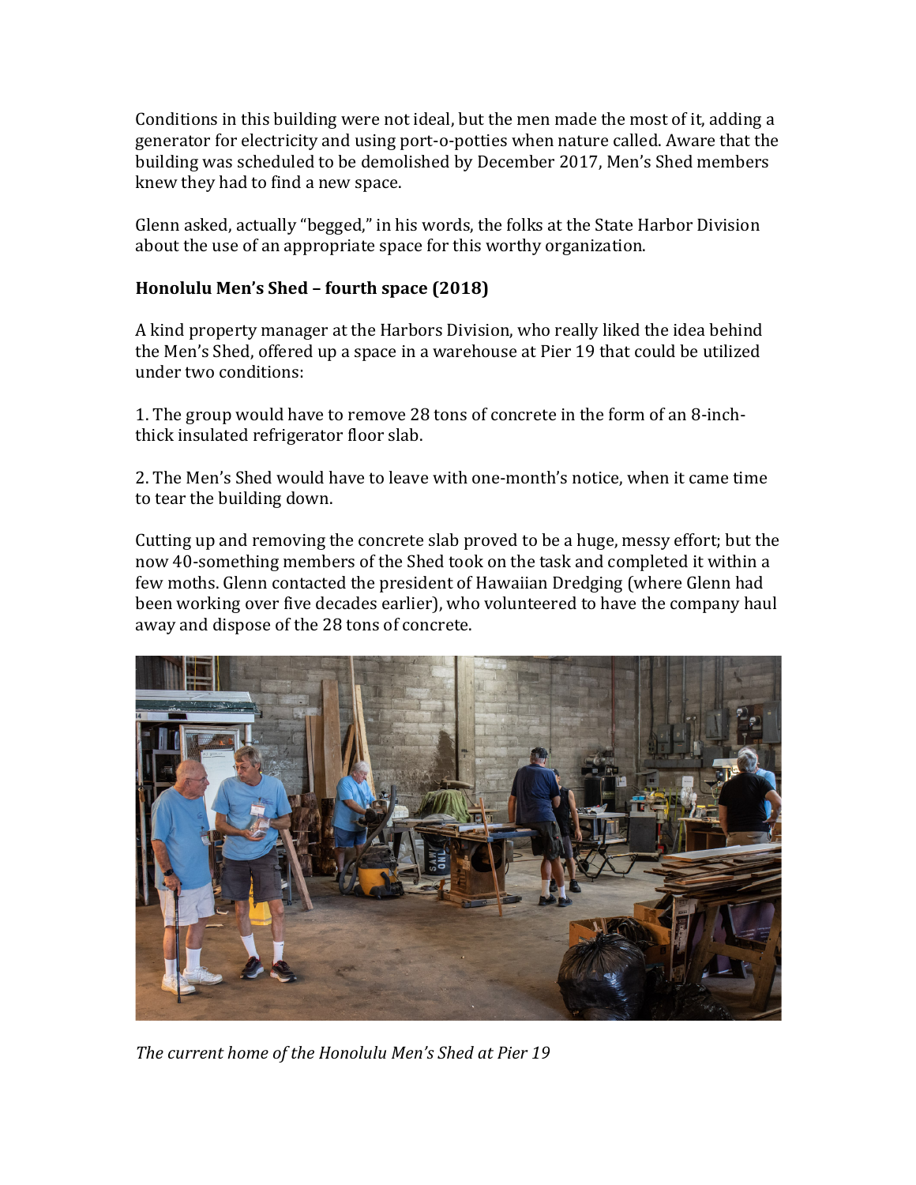Conditions in this building were not ideal, but the men made the most of it, adding a generator for electricity and using port-o-potties when nature called. Aware that the building was scheduled to be demolished by December 2017, Men's Shed members knew they had to find a new space.

Glenn asked, actually "begged," in his words, the folks at the State Harbor Division about the use of an appropriate space for this worthy organization.

**Honolulu Men's Shed – fourth space (2018)**

A kind property manager at the Harbors Division, who really liked the idea behind the Men's Shed, offered up a space in a warehouse at Pier 19 that could be utilized under two conditions:

1. The group would have to remove 28 tons of concrete in the form of an 8-inch-thick insulated refrigerator floor slab.

2. The Men's Shed would have to leave with one-month's notice, when it came time to tear the building down.

Cutting up and removing the concrete slab proved to be a huge, messy effort; but the now 40-something members of the Shed took on the task and completed it within a few moths. Glenn contacted the president of Hawaiian Dredging (where Glenn had been working over five decades earlier), who volunteered to have the company haul away and dispose of the 28 tons of concrete.

*The current home of the Honolulu Men's Shed at Pier 19*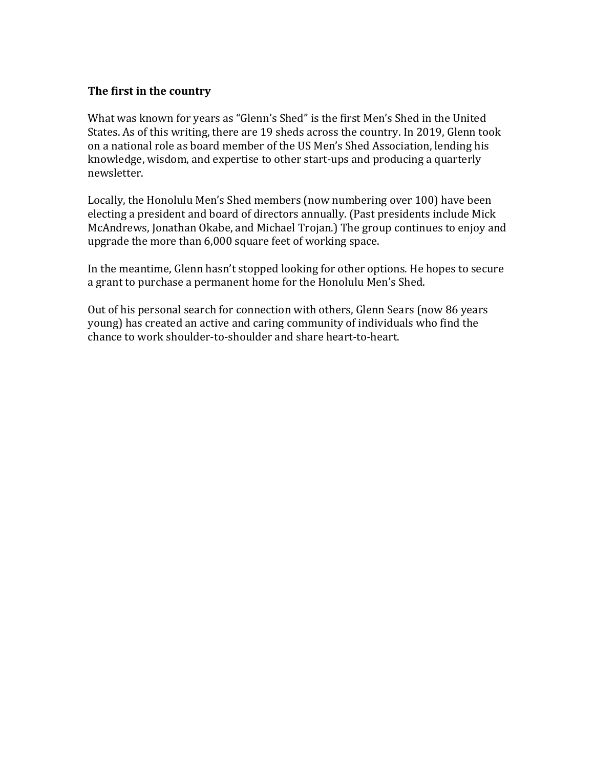**The first in the country**

What was known for years as "Glenn's Shed" is the first Men's Shed in the United States. As of this writing, there are 19 sheds across the country. In 2019, Glenn took on a national role as board member of the US Men's Shed Association, lending his knowledge, wisdom, and expertise to other start-ups and producing a quarterly newsletter.

Locally, the Honolulu Men's Shed members (now numbering over 100) have been electing a president and board of directors annually. (Past presidents include Mick McAndrews, Jonathan Okabe, and Michael Trojan.) The group continues to enjoy and upgrade the more than 6,000 square feet of working space.

In the meantime, Glenn hasn't stopped looking for other options. He hopes to secure a grant to purchase a permanent home for the Honolulu Men's Shed.

Out of his personal search for connection with others, Glenn Sears (now 86 years young) has created an active and caring community of individuals who find the chance to work shoulder-to-shoulder and share heart-to-heart.